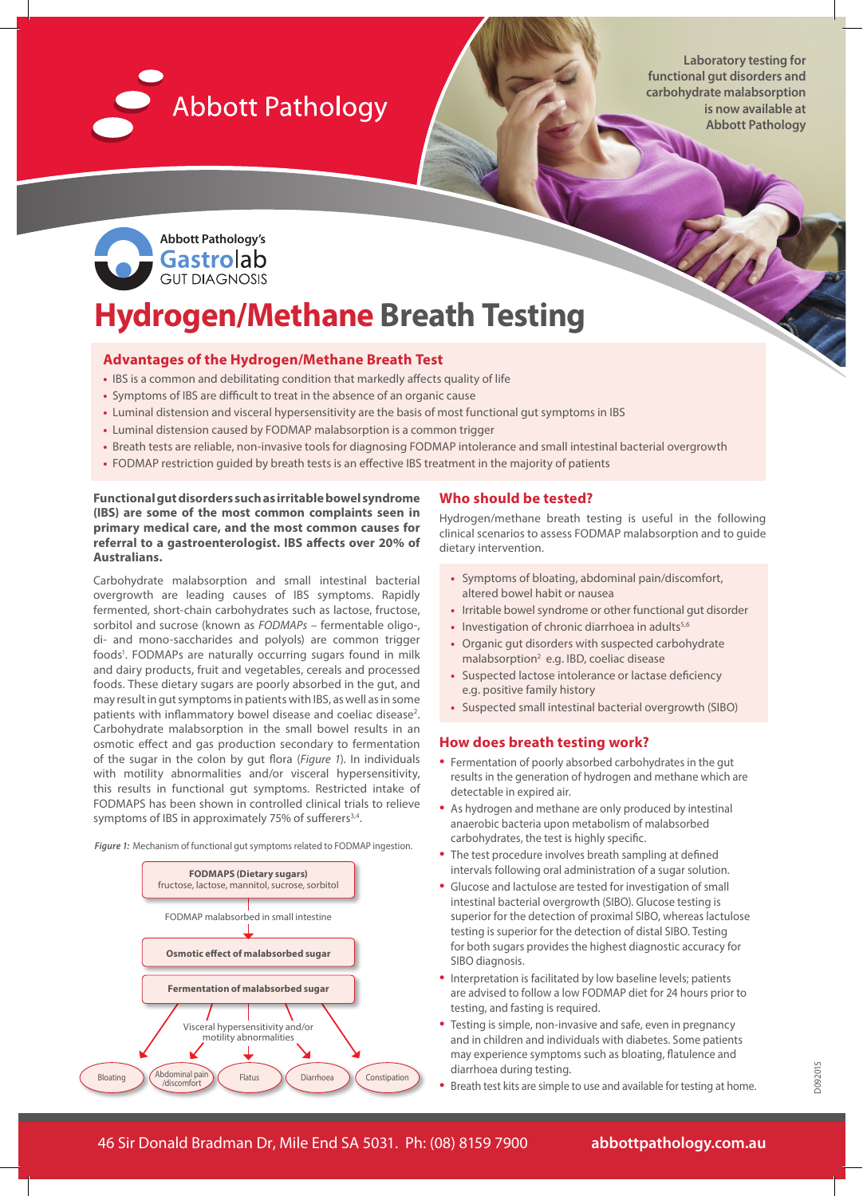Abbott Pathology

Laboratory testing for functional gut disorders and carbohydrate malabsorption is now available at Abbott Pathology

Abbott Pathology's Gastrolab GUT DIAGNOSIS

# Hydrogen/Methane Breath Testing

## Advantages of the Hydrogen/Methane Breath Test

- IBS is a common and debilitating condition that markedly affects quality of life
- Symptoms of IBS are difficult to treat in the absence of an organic cause
- Luminal distension and visceral hypersensitivity are the basis of most functional gut symptoms in IBS
- Luminal distension caused by FODMAP malabsorption is a common trigger
- Breath tests are reliable, non-invasive tools for diagnosing FODMAP intolerance and small intestinal bacterial overgrowth
- FODMAP restriction guided by breath tests is an effective IBS treatment in the majority of patients

**Functional gut disorders such as irritable bowel syndrome (IBS) are some of the most common complaints seen in primary medical care, and the most common causes for referral to a gastroenterologist. IBS affects over 20% of Australians.**

Carbohydrate malabsorption and small intestinal bacterial overgrowth are leading causes of IBS symptoms. Rapidly fermented, short-chain carbohydrates such as lactose, fructose, sorbitol and sucrose (known as *FODMAPs* – fermentable oligo-, di- and mono-saccharides and polyols) are common trigger foods[1]. FODMAPs are naturally occurring sugars found in milk and dairy products, fruit and vegetables, cereals and processed foods. These dietary sugars are poorly absorbed in the gut, and may result in gut symptoms in patients with IBS, as well as in some patients with inflammatory bowel disease and coeliac disease[2]. Carbohydrate malabsorption in the small bowel results in an osmotic effect and gas production secondary to fermentation of the sugar in the colon by gut flora (*Figure 1*). In individuals with motility abnormalities and/or visceral hypersensitivity, this results in functional gut symptoms. Restricted intake of FODMAPS has been shown in controlled clinical trials to relieve symptoms of IBS in approximately 75% of sufferers[3,4].

***Figure 1:*** Mechanism of functional gut symptoms related to FODMAP ingestion.

**FODMAPS (Dietary sugars)** fructose, lactose, mannitol, sucrose, sorbitol → FODMAP malabsorbed in small intestine → **Osmotic effect of malabsorbed sugar** → **Fermentation of malabsorbed sugar** → Visceral hypersensitivity and/or motility abnormalities → Bloating | Abdominal pain /discomfort | Flatus | Diarrhoea | Constipation

## Who should be tested?

Hydrogen/methane breath testing is useful in the following clinical scenarios to assess FODMAP malabsorption and to guide dietary intervention.

- Symptoms of bloating, abdominal pain/discomfort, altered bowel habit or nausea
- Irritable bowel syndrome or other functional gut disorder
- Investigation of chronic diarrhoea in adults[5,6]
- Organic gut disorders with suspected carbohydrate malabsorption[2] e.g. IBD, coeliac disease
- Suspected lactose intolerance or lactase deficiency e.g. positive family history
- Suspected small intestinal bacterial overgrowth (SIBO)

## How does breath testing work?

- Fermentation of poorly absorbed carbohydrates in the gut results in the generation of hydrogen and methane which are detectable in expired air.
- As hydrogen and methane are only produced by intestinal anaerobic bacteria upon metabolism of malabsorbed carbohydrates, the test is highly specific.
- The test procedure involves breath sampling at defined intervals following oral administration of a sugar solution.
- Glucose and lactulose are tested for investigation of small intestinal bacterial overgrowth (SIBO). Glucose testing is superior for the detection of proximal SIBO, whereas lactulose testing is superior for the detection of distal SIBO. Testing for both sugars provides the highest diagnostic accuracy for SIBO diagnosis.
- Interpretation is facilitated by low baseline levels; patients are advised to follow a low FODMAP diet for 24 hours prior to testing, and fasting is required.
- Testing is simple, non-invasive and safe, even in pregnancy and in children and individuals with diabetes. Some patients may experience symptoms such as bloating, flatulence and diarrhoea during testing.
- Breath test kits are simple to use and available for testing at home.

D092015

46 Sir Donald Bradman Dr, Mile End SA 5031. Ph: (08) 8159 7900 **abbottpathology.com.au**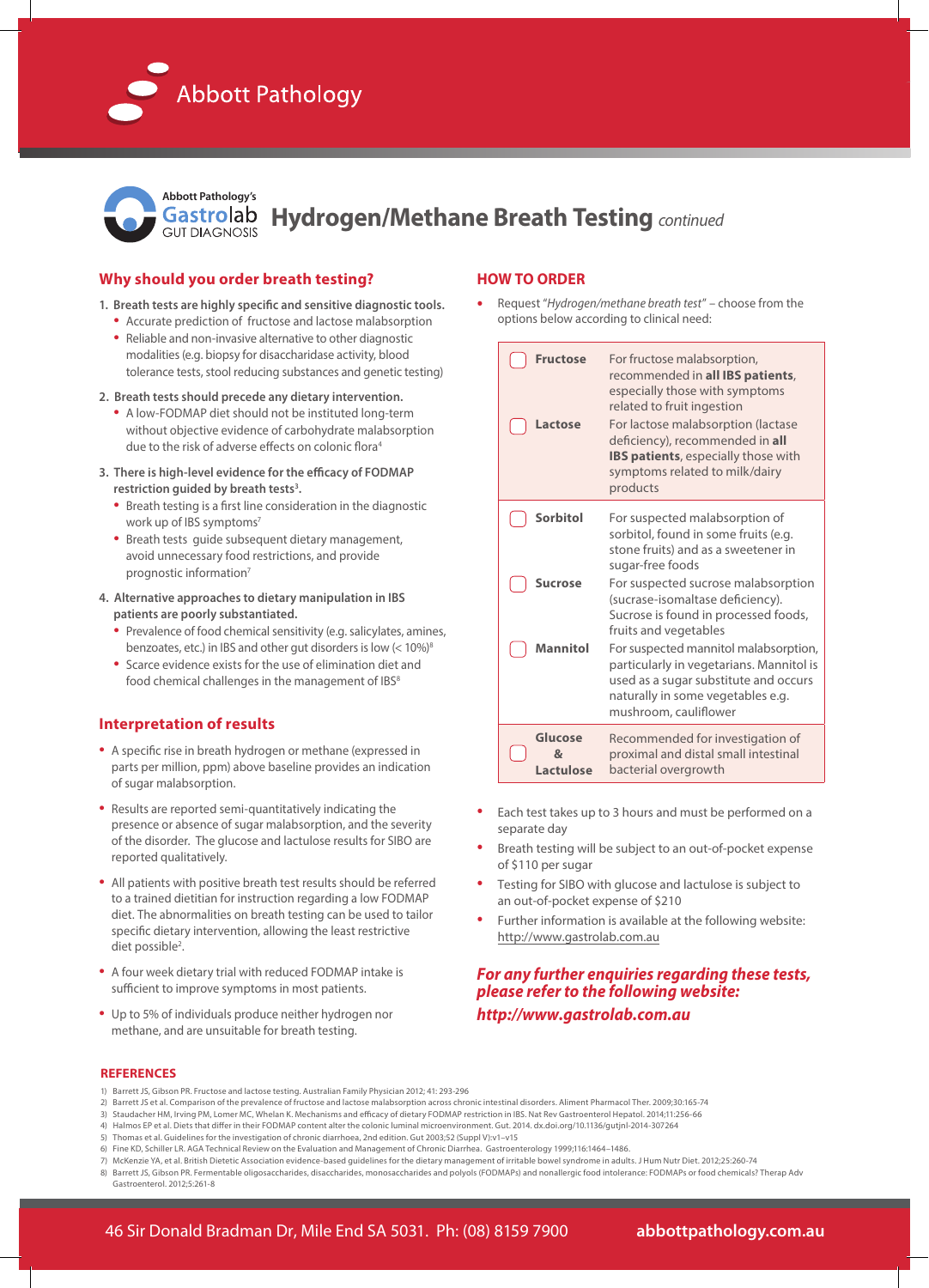Abbott Pathology

Abbott Pathology's Gastrolab GUT DIAGNOSIS

# Hydrogen/Methane Breath Testing *continued*

## Why should you order breath testing?

1. **Breath tests are highly specific and sensitive diagnostic tools.**
   - Accurate prediction of fructose and lactose malabsorption
   - Reliable and non-invasive alternative to other diagnostic modalities (e.g. biopsy for disaccharidase activity, blood tolerance tests, stool reducing substances and genetic testing)
2. **Breath tests should precede any dietary intervention.**
   - A low-FODMAP diet should not be instituted long-term without objective evidence of carbohydrate malabsorption due to the risk of adverse effects on colonic flora[4]
3. **There is high-level evidence for the efficacy of FODMAP restriction guided by breath tests[3].**
   - Breath testing is a first line consideration in the diagnostic work up of IBS symptoms[7]
   - Breath tests guide subsequent dietary management, avoid unnecessary food restrictions, and provide prognostic information[7]
4. **Alternative approaches to dietary manipulation in IBS patients are poorly substantiated.**
   - Prevalence of food chemical sensitivity (e.g. salicylates, amines, benzoates, etc.) in IBS and other gut disorders is low (< 10%)[8]
   - Scarce evidence exists for the use of elimination diet and food chemical challenges in the management of IBS[8]

## Interpretation of results

- A specific rise in breath hydrogen or methane (expressed in parts per million, ppm) above baseline provides an indication of sugar malabsorption.
- Results are reported semi-quantitatively indicating the presence or absence of sugar malabsorption, and the severity of the disorder. The glucose and lactulose results for SIBO are reported qualitatively.
- All patients with positive breath test results should be referred to a trained dietitian for instruction regarding a low FODMAP diet. The abnormalities on breath testing can be used to tailor specific dietary intervention, allowing the least restrictive diet possible[2].
- A four week dietary trial with reduced FODMAP intake is sufficient to improve symptoms in most patients.
- Up to 5% of individuals produce neither hydrogen nor methane, and are unsuitable for breath testing.

## HOW TO ORDER

- Request "*Hydrogen/methane breath test*" – choose from the options below according to clinical need:

| | |
|---|---|
| ☐ **Fructose** | For fructose malabsorption, recommended in **all IBS patients**, especially those with symptoms related to fruit ingestion |
| ☐ **Lactose** | For lactose malabsorption (lactase deficiency), recommended in **all IBS patients**, especially those with symptoms related to milk/dairy products |
| ☐ **Sorbitol** | For suspected malabsorption of sorbitol, found in some fruits (e.g. stone fruits) and as a sweetener in sugar-free foods |
| ☐ **Sucrose** | For suspected sucrose malabsorption (sucrase-isomaltase deficiency). Sucrose is found in processed foods, fruits and vegetables |
| ☐ **Mannitol** | For suspected mannitol malabsorption, particularly in vegetarians. Mannitol is used as a sugar substitute and occurs naturally in some vegetables e.g. mushroom, cauliflower |
| ☐ **Glucose & Lactulose** | Recommended for investigation of proximal and distal small intestinal bacterial overgrowth |

- Each test takes up to 3 hours and must be performed on a separate day
- Breath testing will be subject to an out-of-pocket expense of $110 per sugar
- Testing for SIBO with glucose and lactulose is subject to an out-of-pocket expense of $210
- Further information is available at the following website: http://www.gastrolab.com.au

***For any further enquiries regarding these tests, please refer to the following website: http://www.gastrolab.com.au***

## REFERENCES

1) Barrett JS, Gibson PR. Fructose and lactose testing. Australian Family Physician 2012; 41: 293-296
2) Barrett JS et al. Comparison of the prevalence of fructose and lactose malabsorption across chronic intestinal disorders. Aliment Pharmacol Ther. 2009;30:165-74
3) Staudacher HM, Irving PM, Lomer MC, Whelan K. Mechanisms and efficacy of dietary FODMAP restriction in IBS. Nat Rev Gastroenterol Hepatol. 2014;11:256-66
4) Halmos EP et al. Diets that differ in their FODMAP content alter the colonic luminal microenvironment. Gut. 2014. dx.doi.org/10.1136/gutjnl-2014-307264
5) Thomas et al. Guidelines for the investigation of chronic diarrhoea, 2nd edition. Gut 2003;52 (Suppl V):v1–v15
6) Fine KD, Schiller LR. AGA Technical Review on the Evaluation and Management of Chronic Diarrhea. Gastroenterology 1999;116:1464–1486.
7) McKenzie YA, et al. British Dietetic Association evidence-based guidelines for the dietary management of irritable bowel syndrome in adults. J Hum Nutr Diet. 2012;25:260-74
8) Barrett JS, Gibson PR. Fermentable oligosaccharides, disaccharides, monosaccharides and polyols (FODMAPs) and nonallergic food intolerance: FODMAPs or food chemicals? Therap Adv Gastroenterol. 2012;5:261-8

46 Sir Donald Bradman Dr, Mile End SA 5031. Ph: (08) 8159 7900 **abbottpathology.com.au**